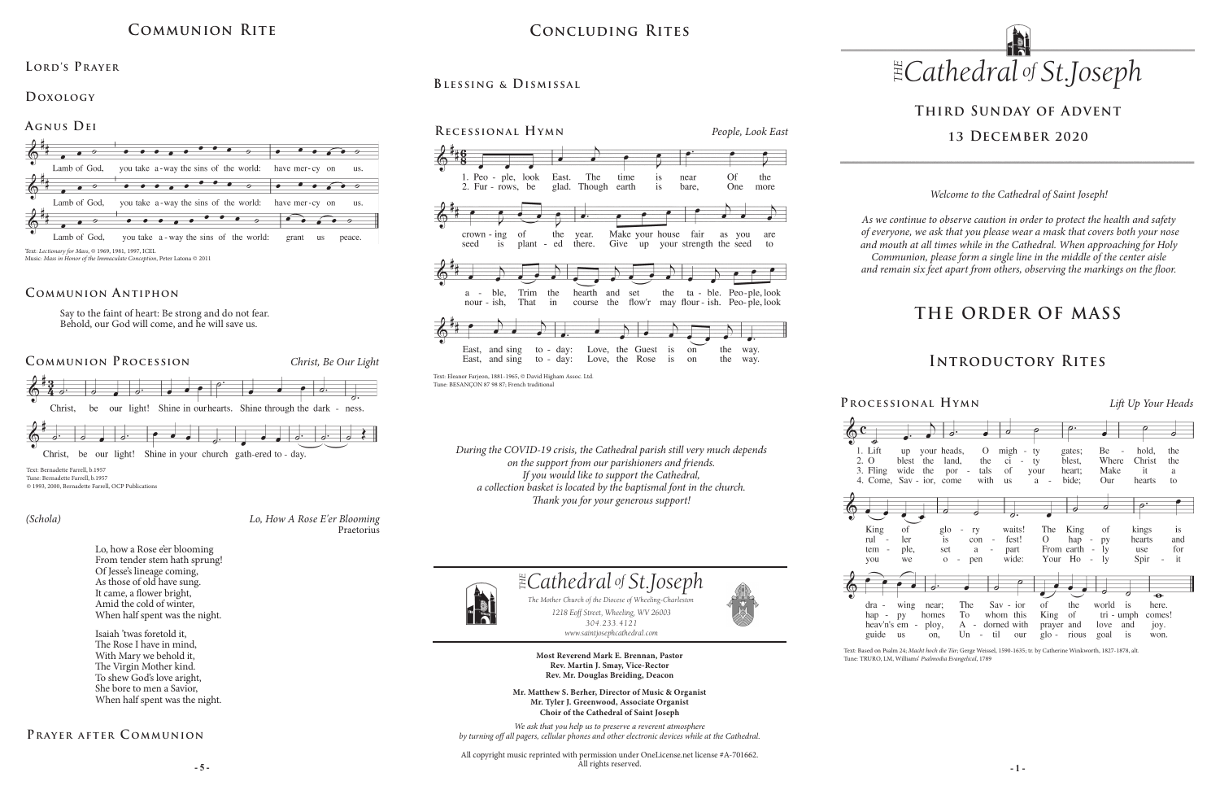## Communion Rite

### Lord's Prayer

### Doxology

### Agnus Dei

Lamb of God, you take a-way the sins of the world: have mer-cy on us.
Lamb of God, you take a-way the sins of the world: have mer-cy on us.
Lamb of God, you take a-way the sins of the world: grant us peace.

Text: *Lectionary for Mass*, © 1969, 1981, 1997, ICEL
Music: *Mass in Honor of the Immaculate Conception*, Peter Latona © 2011

### Communion Antiphon

Say to the faint of heart: Be strong and do not fear.
Behold, our God will come, and he will save us.

### Communion Procession

*Christ, Be Our Light*

Christ, be our light! Shine in our hearts. Shine through the dark - ness.
Christ, be our light! Shine in your church gath-ered to - day.

Text: Bernadette Farrell, b.1957
Tune: Bernadette Farrell, b.1957
© 1993, 2000, Bernadette Farrell, OCP Publications

*(Schola)*

*Lo, How A Rose E'er Blooming*
Praetorius

Lo, how a Rose e'er blooming
From tender stem hath sprung!
Of Jesse's lineage coming,
As those of old have sung.
It came, a flower bright,
Amid the cold of winter,
When half spent was the night.

Isaiah 'twas foretold it,
The Rose I have in mind,
With Mary we behold it,
The Virgin Mother kind.
To shew God's love aright,
She bore to men a Savior,
When half spent was the night.

### Prayer after Communion

## Concluding Rites

### Blessing & Dismissal

### Recessional Hymn

*People, Look East*

1. Peo - ple, look East. The time is near Of the crown - ing of the year. Make your house fair as you are a - ble, Trim the hearth and set the ta - ble. Peo-ple, look East and sing to - day: Love, the Guest is on the way.
2. Fur - rows, be glad. Though earth is bare, One more seed is plant - ed there. Give up your strength the seed to nour - ish, That in course the flow'r may flour - ish. Peo-ple, look East and sing to - day: Love, the Rose is on the way.

Text: Eleanor Farjeon, 1881-1965, © David Higham Assoc. Ltd.
Tune: BESANÇON 87 98 87; French traditional

*During the COVID-19 crisis, the Cathedral parish still very much depends on the support from our parishioners and friends. If you would like to support the Cathedral, a collection basket is located by the baptismal font in the church. Thank you for your generous support!*

*The Cathedral of St.Joseph*
*The Mother Church of the Diocese of Wheeling-Charleston*
*1218 Eoff Street, Wheeling, WV 26003*
*304.233.4121*
*www.saintjosephcathedral.com*

**Most Reverend Mark E. Brennan, Pastor**
**Rev. Martin J. Smay, Vice-Rector**
**Rev. Mr. Douglas Breiding, Deacon**

**Mr. Matthew S. Berher, Director of Music & Organist**
**Mr. Tyler J. Greenwood, Associate Organist**
**Choir of the Cathedral of Saint Joseph**

*We ask that you help us to preserve a reverent atmosphere by turning off all pagers, cellular phones and other electronic devices while at the Cathedral.*

All copyright music reprinted with permission under OneLicense.net license #A-701662. All rights reserved.

# *The Cathedral of St.Joseph*

## Third Sunday of Advent

## 13 December 2020

*Welcome to the Cathedral of Saint Joseph!*

*As we continue to observe caution in order to protect the health and safety of everyone, we ask that you please wear a mask that covers both your nose and mouth at all times while in the Cathedral. When approaching for Holy Communion, please form a single line in the middle of the center aisle and remain six feet apart from others, observing the markings on the floor.*

# THE ORDER OF MASS

## Introductory Rites

### Processional Hymn

*Lift Up Your Heads*

1. Lift up your heads, O migh - ty gates; Be - hold, the King of glo - ry waits! The King of kings is dra - wing near; The Sav - ior of the world is here.
2. O blest the land, the ci - ty blest, Where Christ the rul - ler is con - fest! O hap - py hearts and hap - py homes To whom this King of tri - umph comes!
3. Fling wide the por - tals of your heart; Make it a tem - ple, set a - part From earth - ly use for heav'n's em - ploy, A - dorned with prayer and love and joy.
4. Come, Sav - ior, come with us a - bide; Our hearts to you we o - pen wide: Your Ho - ly Spir - it guide us on, Un - til our glo - rious goal is won.

Text: Based on Psalm 24; *Macht hoch die Tür*; Gerge Weissel, 1590-1635; tr. by Catherine Winkworth, 1827-1878, alt.
Tune: TRURO, LM, Williams' *Psalmodia Evangelical*, 1789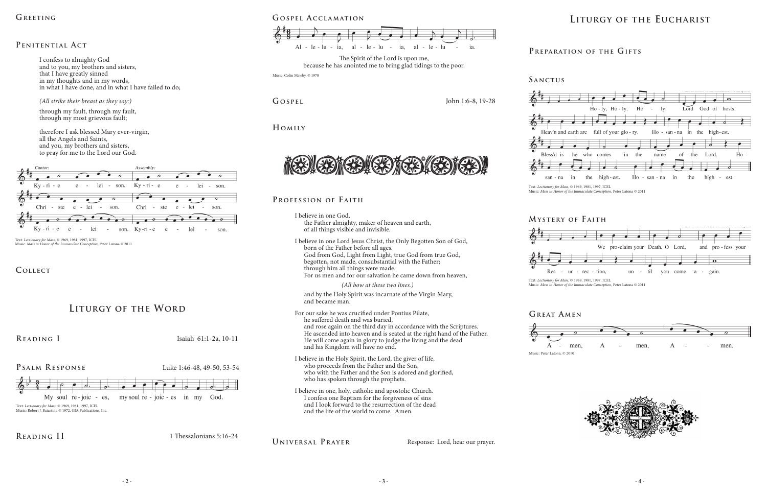## Greeting

## Penitential Act

I confess to almighty God
and to you, my brothers and sisters,
that I have greatly sinned
in my thoughts and in my words,
in what I have done, and in what I have failed to do;

*(All strike their breast as they say:)*

through my fault, through my fault,
through my most grievous fault;

therefore I ask blessed Mary ever-virgin,
all the Angels and Saints,
and you, my brothers and sisters,
to pray for me to the Lord our God.

*Cantor:* Ky - ri - e e - lei - son. *Assembly:* Ky - ri - e e - lei - son.
Chri - ste e - lei - son. Chri - ste e - lei - son.
Ky - ri - e e - lei - son. Ky - ri - e e - lei - son.

Text: *Lectionary for Mass*, © 1969, 1981, 1997, ICEL
Music: *Mass in Honor of the Immaculate Conception*, Peter Latona © 2011

## Collect

# Liturgy of the Word

## Reading I

Isaiah 61:1-2a, 10-11

## Psalm Response

Luke 1:46-48, 49-50, 53-54

My soul re - joic - es, my soul re - joic - es in my God.

Text: *Lectionary for Mass*, © 1969, 1981, 1997, ICEL
Music: Robert J. Batastini, © 1972, GIA Publications, Inc.

## Reading II

1 Thessalonians 5:16-24

## Gospel Acclamation

Al - le - lu - ia, al - le - lu - ia, al - le - lu - ia.

The Spirit of the Lord is upon me,
because he has anointed me to bring glad tidings to the poor.

Music: Colin Mawby, © 1970

## Gospel

John 1:6-8, 19-28

## Homily

## Profession of Faith

I believe in one God,
the Father almighty, maker of heaven and earth,
of all things visible and invisible.

I believe in one Lord Jesus Christ, the Only Begotten Son of God,
born of the Father before all ages.
God from God, Light from Light, true God from true God,
begotten, not made, consubstantial with the Father;
through him all things were made.
For us men and for our salvation he came down from heaven,

*(All bow at these two lines.)*

and by the Holy Spirit was incarnate of the Virgin Mary,
and became man.

For our sake he was crucified under Pontius Pilate,
he suffered death and was buried,
and rose again on the third day in accordance with the Scriptures.
He ascended into heaven and is seated at the right hand of the Father.
He will come again in glory to judge the living and the dead
and his Kingdom will have no end.

I believe in the Holy Spirit, the Lord, the giver of life,
who proceeds from the Father and the Son,
who with the Father and the Son is adored and glorified,
who has spoken through the prophets.

I believe in one, holy, catholic and apostolic Church.
I confess one Baptism for the forgiveness of sins
and I look forward to the resurrection of the dead
and the life of the world to come. Amen.

## Universal Prayer

Response: Lord, hear our prayer.

# Liturgy of the Eucharist

## Preparation of the Gifts

## Sanctus

Ho - ly, Ho - ly, Ho - ly, Lord God of hosts.
Heav'n and earth are full of your glo - ry. Ho - san - na in the high - est.
Bless'd is he who comes in the name of the Lord. Ho - san - na in the high - est. Ho - san - na in the high - est.

Text: *Lectionary for Mass*, © 1969, 1981, 1997, ICEL
Music: *Mass in Honor of the Immaculate Conception*, Peter Latona © 2011

## Mystery of Faith

We pro - claim your Death, O Lord, and pro - fess your Res - ur - rec - tion, un - til you come a - gain.

Text: *Lectionary for Mass*, © 1969, 1981, 1997, ICEL
Music: *Mass in Honor of the Immaculate Conception*, Peter Latona © 2011

## Great Amen

A - men, A - men, A - men.

Music: Peter Latona, © 2010